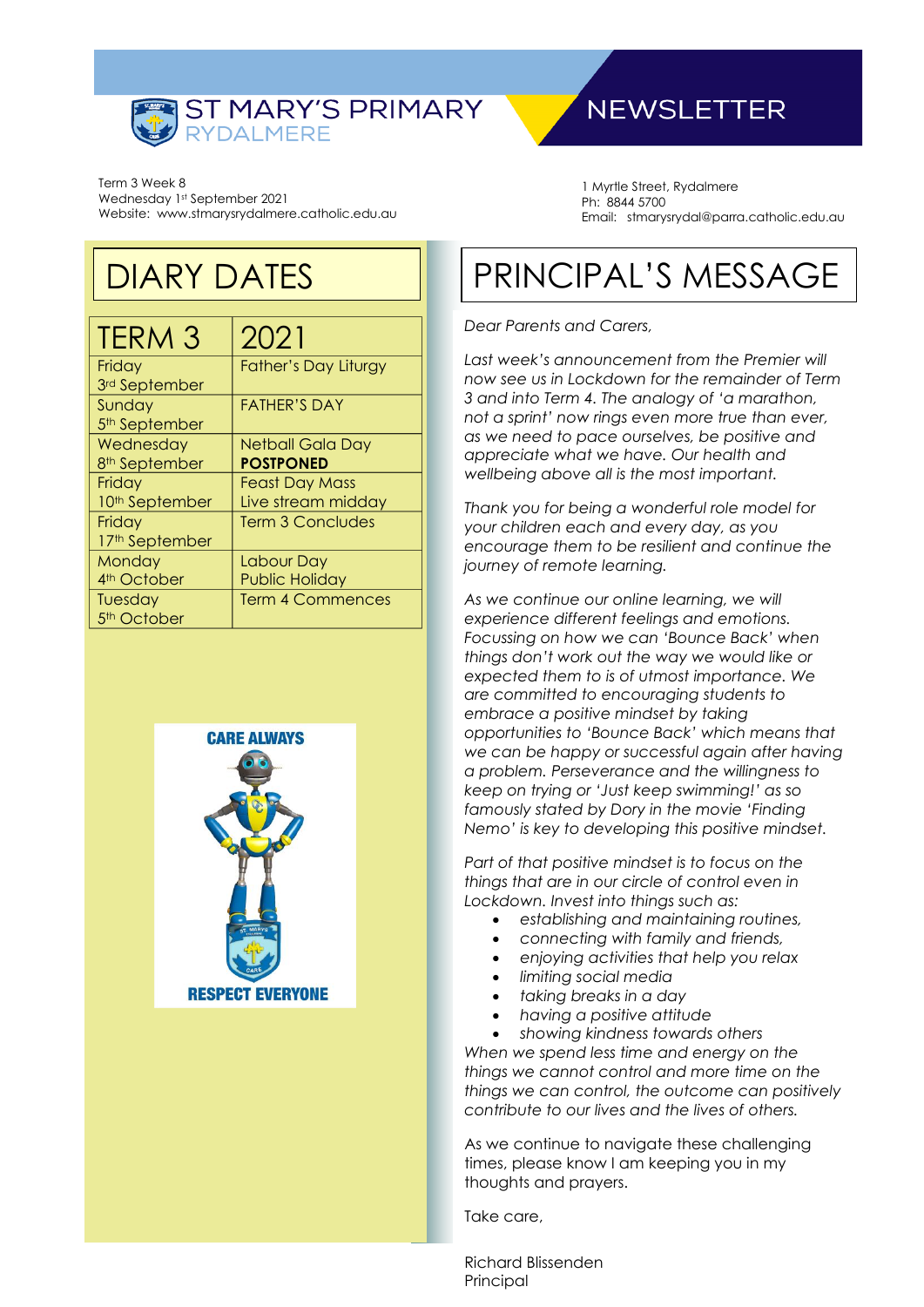# ST MARY'S PRIMARY RYDALMERE

# NEWSLETTER

Term 3 Week 8
Wednesday 1st September 2021
Website: www.stmarysrydalmere.catholic.edu.au

1 Myrtle Street, Rydalmere
Ph: 8844 5700
Email: stmarysrydal@parra.catholic.edu.au

## DIARY DATES

| TERM 3 | 2021 |
|---|---|
| Friday 3rd September | Father's Day Liturgy |
| Sunday 5th September | FATHER'S DAY |
| Wednesday 8th September | Netball Gala Day **POSTPONED** |
| Friday 10th September | Feast Day Mass Live stream midday |
| Friday 17th September | Term 3 Concludes |
| Monday 4th October | Labour Day Public Holiday |
| Tuesday 5th October | Term 4 Commences |

CARE ALWAYS

RESPECT EVERYONE

## PRINCIPAL'S MESSAGE

*Dear Parents and Carers,*

*Last week's announcement from the Premier will now see us in Lockdown for the remainder of Term 3 and into Term 4. The analogy of 'a marathon, not a sprint' now rings even more true than ever, as we need to pace ourselves, be positive and appreciate what we have. Our health and wellbeing above all is the most important.*

*Thank you for being a wonderful role model for your children each and every day, as you encourage them to be resilient and continue the journey of remote learning.*

*As we continue our online learning, we will experience different feelings and emotions. Focussing on how we can 'Bounce Back' when things don't work out the way we would like or expected them to is of utmost importance. We are committed to encouraging students to embrace a positive mindset by taking opportunities to 'Bounce Back' which means that we can be happy or successful again after having a problem. Perseverance and the willingness to keep on trying or 'Just keep swimming!' as so famously stated by Dory in the movie 'Finding Nemo' is key to developing this positive mindset.*

*Part of that positive mindset is to focus on the things that are in our circle of control even in Lockdown. Invest into things such as:*

- *establishing and maintaining routines,*
- *connecting with family and friends,*
- *enjoying activities that help you relax*
- *limiting social media*
- *taking breaks in a day*
- *having a positive attitude*
- *showing kindness towards others*

*When we spend less time and energy on the things we cannot control and more time on the things we can control, the outcome can positively contribute to our lives and the lives of others.*

As we continue to navigate these challenging times, please know I am keeping you in my thoughts and prayers.

Take care,

Richard Blissenden
Principal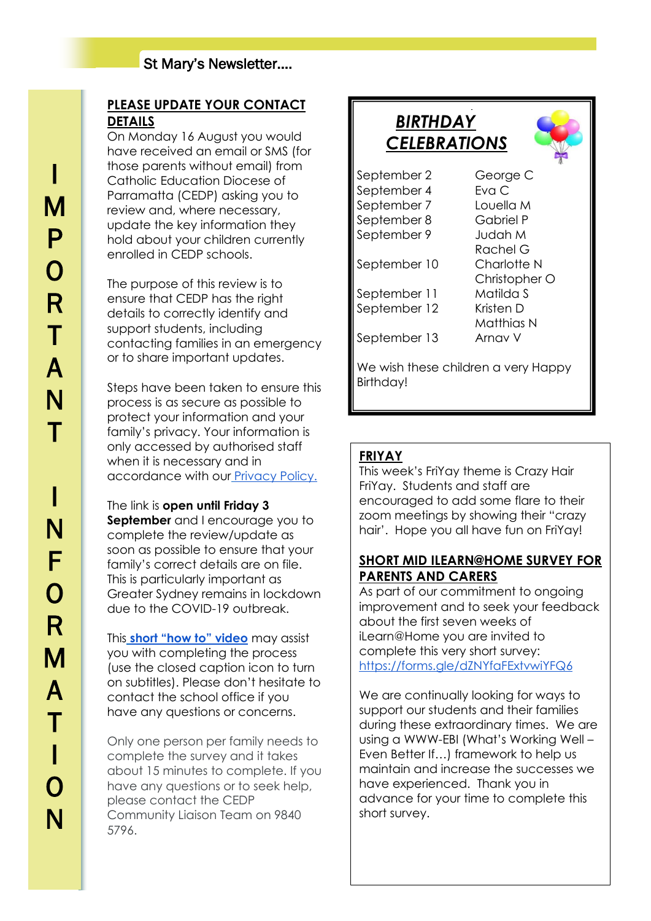IMPORTANT INFORMATION

## PLEASE UPDATE YOUR CONTACT DETAILS

On Monday 16 August you would have received an email or SMS (for those parents without email) from Catholic Education Diocese of Parramatta (CEDP) asking you to review and, where necessary, update the key information they hold about your children currently enrolled in CEDP schools.

The purpose of this review is to ensure that CEDP has the right details to correctly identify and support students, including contacting families in an emergency or to share important updates.

Steps have been taken to ensure this process is as secure as possible to protect your information and your family's privacy. Your information is only accessed by authorised staff when it is necessary and in accordance with our Privacy Policy.

The link is **open until Friday 3 September** and I encourage you to complete the review/update as soon as possible to ensure that your family's correct details are on file. This is particularly important as Greater Sydney remains in lockdown due to the COVID-19 outbreak.

This **short "how to" video** may assist you with completing the process (use the closed caption icon to turn on subtitles). Please don't hesitate to contact the school office if you have any questions or concerns.

Only one person per family needs to complete the survey and it takes about 15 minutes to complete. If you have any questions or to seek help, please contact the CEDP Community Liaison Team on 9840 5796.

## *BIRTHDAY CELEBRATIONS*

| | |
|---|---|
| September 2 | George C |
| September 4 | Eva C |
| September 7 | Louella M |
| September 8 | Gabriel P |
| September 9 | Judah M |
| | Rachel G |
| September 10 | Charlotte N |
| | Christopher O |
| September 11 | Matilda S |
| September 12 | Kristen D |
| | Matthias N |
| September 13 | Arnav V |

We wish these children a very Happy Birthday!

## FRIYAY

This week's FriYay theme is Crazy Hair FriYay. Students and staff are encouraged to add some flare to their zoom meetings by showing their "crazy hair'. Hope you all have fun on FriYay!

## SHORT MID ILEARN@HOME SURVEY FOR PARENTS AND CARERS

As part of our commitment to ongoing improvement and to seek your feedback about the first seven weeks of iLearn@Home you are invited to complete this very short survey: https://forms.gle/dZNYfaFExtvwiYFQ6

We are continually looking for ways to support our students and their families during these extraordinary times. We are using a WWW-EBI (What's Working Well – Even Better If…) framework to help us maintain and increase the successes we have experienced. Thank you in advance for your time to complete this short survey.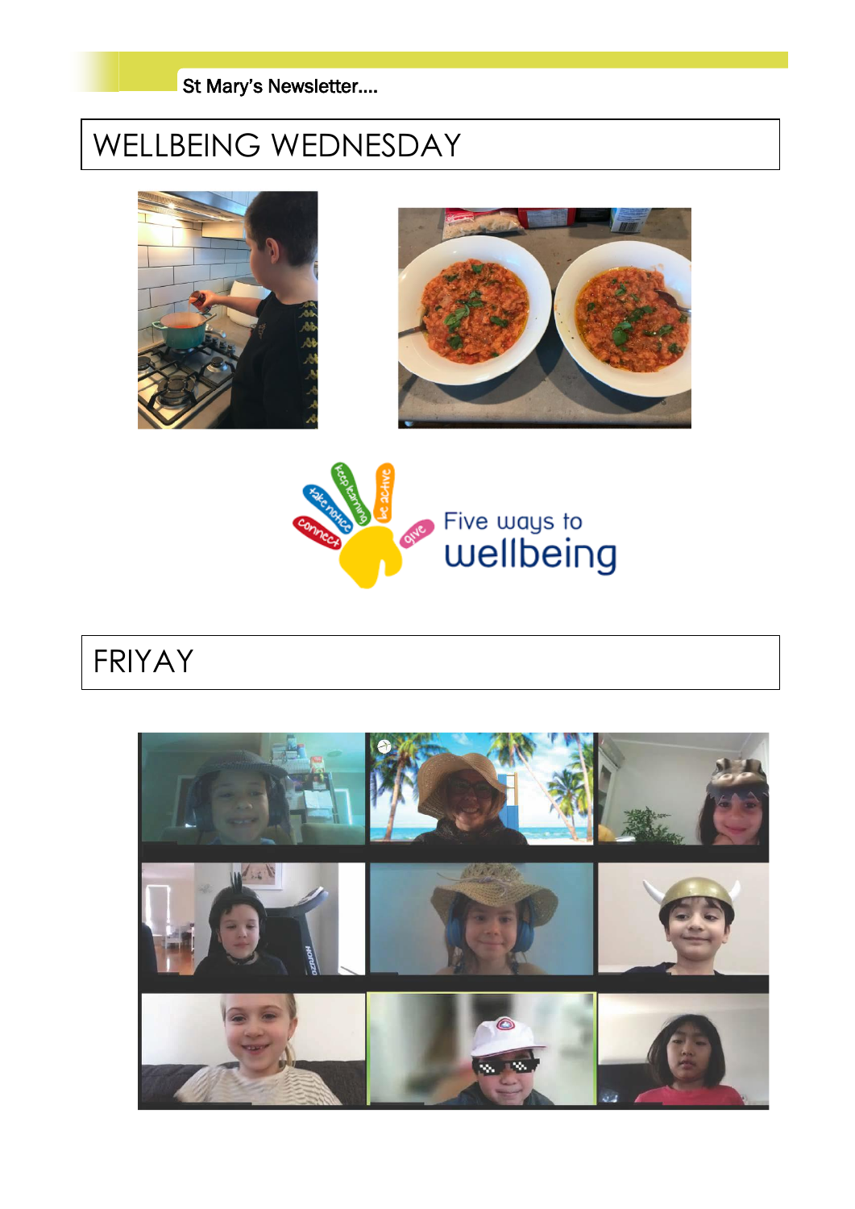# WELLBEING WEDNESDAY

# FRIYAY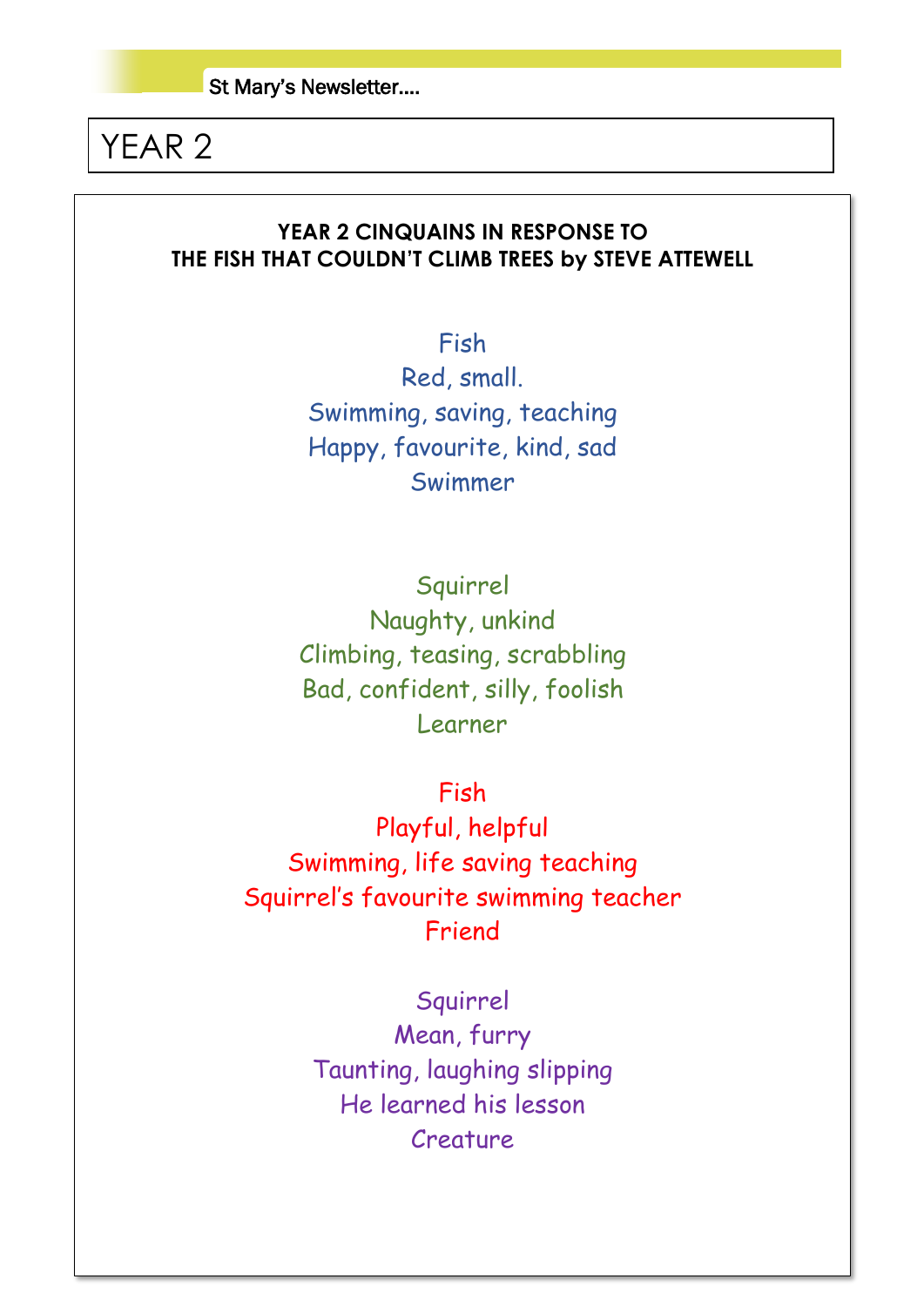# YEAR 2

**YEAR 2 CINQUAINS IN RESPONSE TO THE FISH THAT COULDN'T CLIMB TREES by STEVE ATTEWELL**

Fish  
Red, small.  
Swimming, saving, teaching  
Happy, favourite, kind, sad  
Swimmer

Squirrel  
Naughty, unkind  
Climbing, teasing, scrabbling  
Bad, confident, silly, foolish  
Learner

Fish  
Playful, helpful  
Swimming, life saving teaching  
Squirrel's favourite swimming teacher  
Friend

Squirrel  
Mean, furry  
Taunting, laughing slipping  
He learned his lesson  
Creature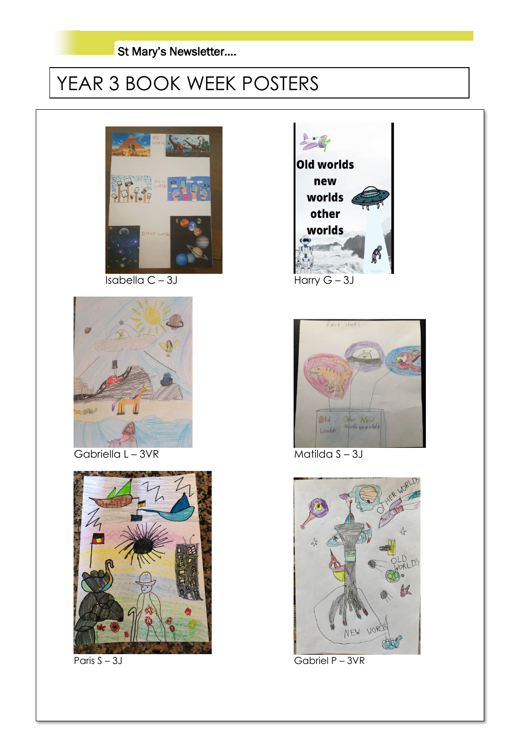# YEAR 3 BOOK WEEK POSTERS

Isabella C – 3J

Harry G – 3J

Gabriella L – 3VR

Matilda S – 3J

Paris S – 3J

Gabriel P – 3VR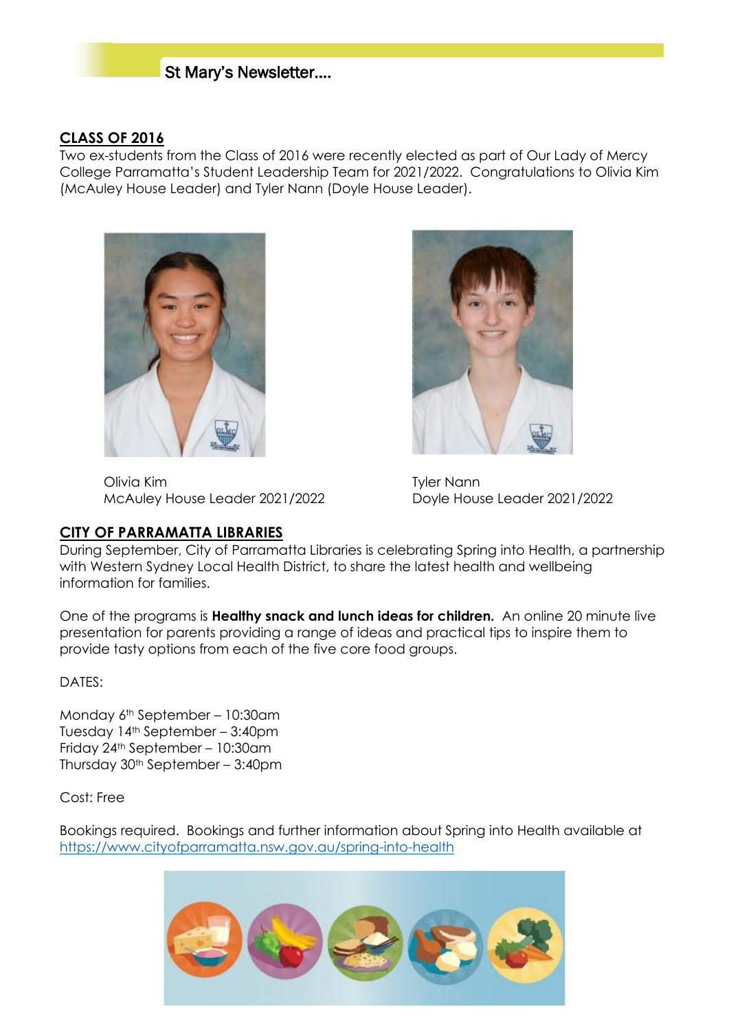## CLASS OF 2016

Two ex-students from the Class of 2016 were recently elected as part of Our Lady of Mercy College Parramatta's Student Leadership Team for 2021/2022. Congratulations to Olivia Kim (McAuley House Leader) and Tyler Nann (Doyle House Leader).

Olivia Kim
McAuley House Leader 2021/2022

Tyler Nann
Doyle House Leader 2021/2022

## CITY OF PARRAMATTA LIBRARIES

During September, City of Parramatta Libraries is celebrating Spring into Health, a partnership with Western Sydney Local Health District, to share the latest health and wellbeing information for families.

One of the programs is **Healthy snack and lunch ideas for children.** An online 20 minute live presentation for parents providing a range of ideas and practical tips to inspire them to provide tasty options from each of the five core food groups.

DATES:

Monday 6th September – 10:30am
Tuesday 14th September – 3:40pm
Friday 24th September – 10:30am
Thursday 30th September – 3:40pm

Cost: Free

Bookings required. Bookings and further information about Spring into Health available at https://www.cityofparramatta.nsw.gov.au/spring-into-health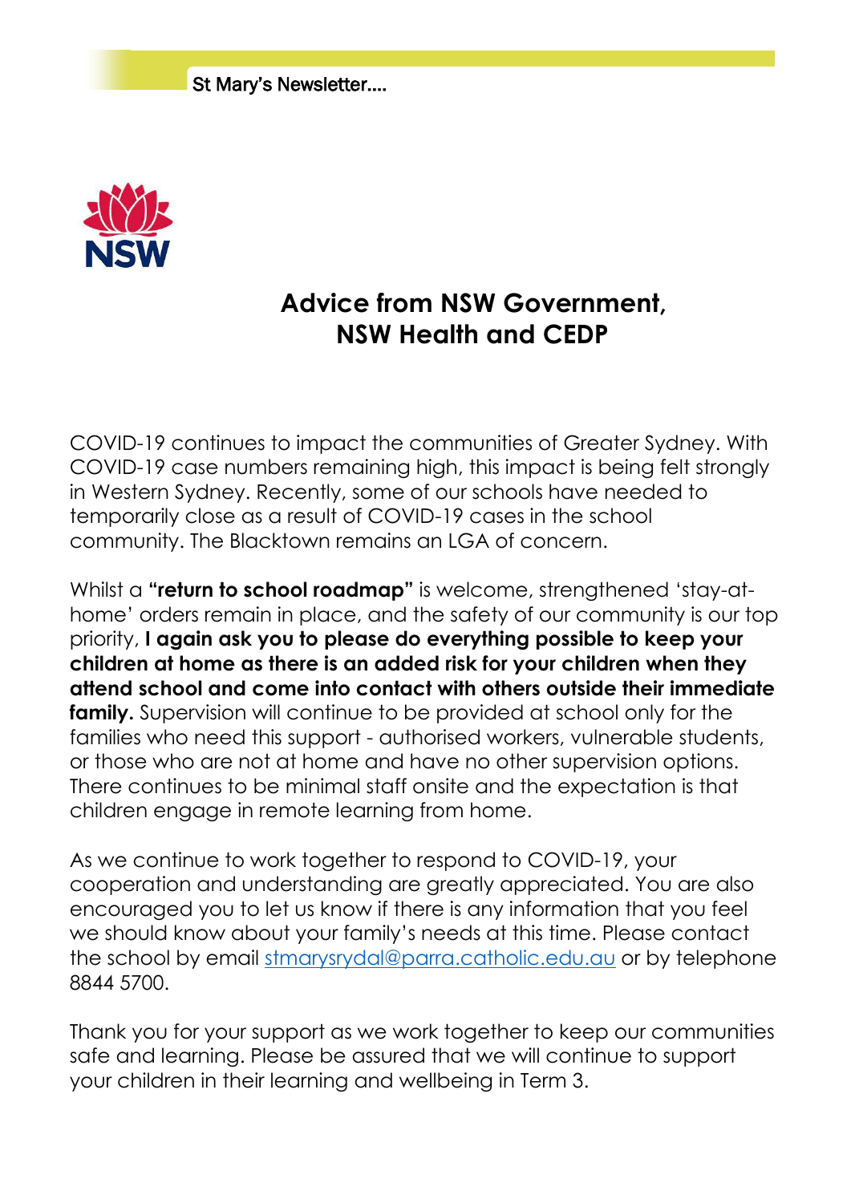# Advice from NSW Government, NSW Health and CEDP

COVID-19 continues to impact the communities of Greater Sydney. With COVID-19 case numbers remaining high, this impact is being felt strongly in Western Sydney. Recently, some of our schools have needed to temporarily close as a result of COVID-19 cases in the school community. The Blacktown remains an LGA of concern.

Whilst a **"return to school roadmap"** is welcome, strengthened 'stay-at-home' orders remain in place, and the safety of our community is our top priority, **I again ask you to please do everything possible to keep your children at home as there is an added risk for your children when they attend school and come into contact with others outside their immediate family.** Supervision will continue to be provided at school only for the families who need this support - authorised workers, vulnerable students, or those who are not at home and have no other supervision options. There continues to be minimal staff onsite and the expectation is that children engage in remote learning from home.

As we continue to work together to respond to COVID-19, your cooperation and understanding are greatly appreciated. You are also encouraged you to let us know if there is any information that you feel we should know about your family's needs at this time. Please contact the school by email stmarysrydal@parra.catholic.edu.au or by telephone 8844 5700.

Thank you for your support as we work together to keep our communities safe and learning. Please be assured that we will continue to support your children in their learning and wellbeing in Term 3.